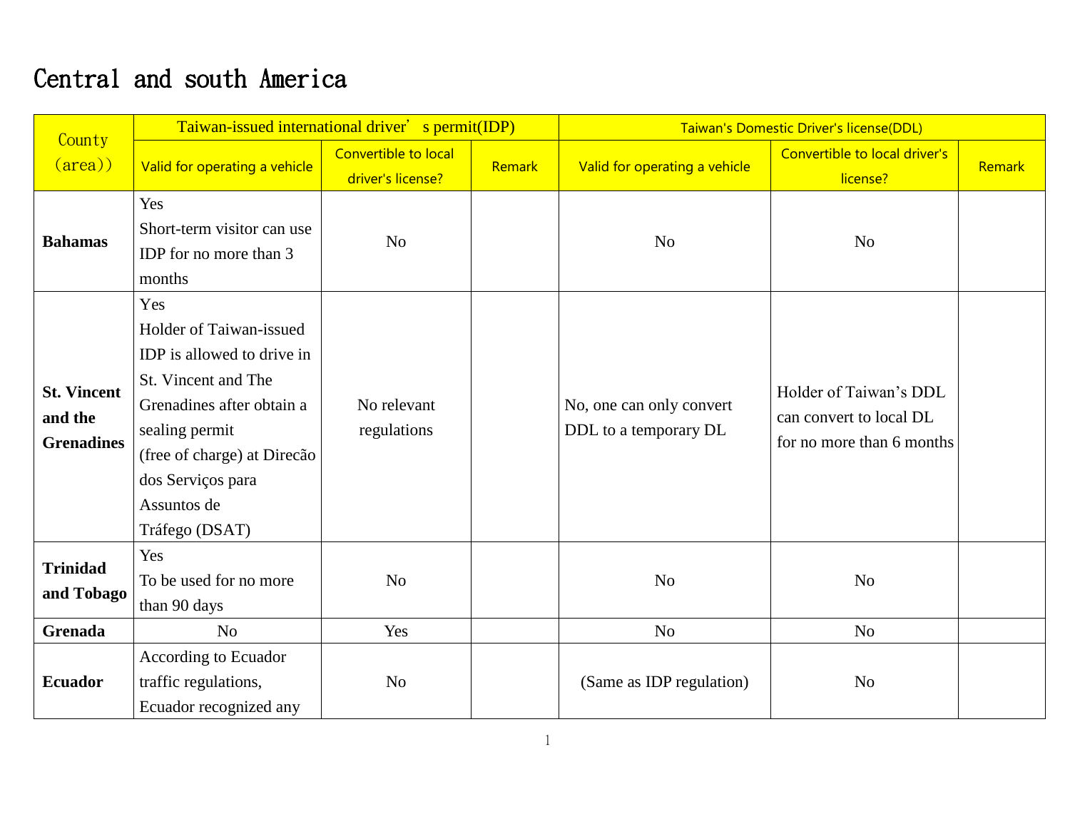# Central and south America

| County (area)) | Taiwan-issued international driver' s permit(IDP) | | | Taiwan's Domestic Driver's license(DDL) | | |
|---|---|---|---|---|---|---|
| | Valid for operating a vehicle | Convertible to local driver's license? | Remark | Valid for operating a vehicle | Convertible to local driver's license? | Remark |
| **Bahamas** | Yes<br>Short-term visitor can use IDP for no more than 3 months | No | | No | No | |
| **St. Vincent and the Grenadines** | Yes<br>Holder of Taiwan-issued IDP is allowed to drive in St. Vincent and The Grenadines after obtain a sealing permit<br>(free of charge) at Direcão dos Serviços para Assuntos de Tráfego (DSAT) | No relevant regulations | | No, one can only convert DDL to a temporary DL | Holder of Taiwan's DDL can convert to local DL for no more than 6 months | |
| **Trinidad and Tobago** | Yes<br>To be used for no more than 90 days | No | | No | No | |
| **Grenada** | No | Yes | | No | No | |
| **Ecuador** | According to Ecuador traffic regulations, Ecuador recognized any | No | | (Same as IDP regulation) | No | |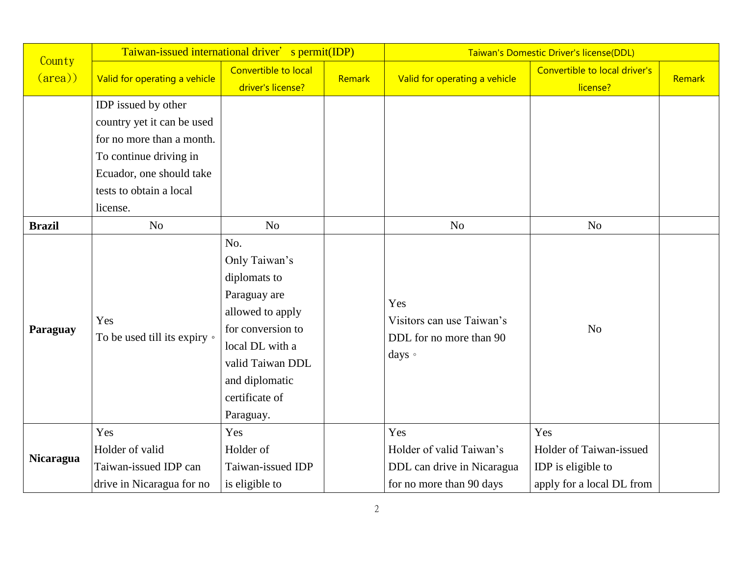| County (area)) | Taiwan-issued international driver' s permit(IDP) | | | Taiwan's Domestic Driver's license(DDL) | | |
|---|---|---|---|---|---|---|
| | Valid for operating a vehicle | Convertible to local driver's license? | Remark | Valid for operating a vehicle | Convertible to local driver's license? | Remark |
| | IDP issued by other country yet it can be used for no more than a month. To continue driving in Ecuador, one should take tests to obtain a local license. | | | | | |
| **Brazil** | No | No | | No | No | |
| **Paraguay** | Yes<br>To be used till its expiry。 | No.<br>Only Taiwan's diplomats to Paraguay are allowed to apply for conversion to local DL with a valid Taiwan DDL and diplomatic certificate of Paraguay. | | Yes<br>Visitors can use Taiwan's DDL for no more than 90 days。 | No | |
| **Nicaragua** | Yes<br>Holder of valid Taiwan-issued IDP can drive in Nicaragua for no | Yes<br>Holder of Taiwan-issued IDP is eligible to | | Yes<br>Holder of valid Taiwan's DDL can drive in Nicaragua for no more than 90 days | Yes<br>Holder of Taiwan-issued IDP is eligible to apply for a local DL from | |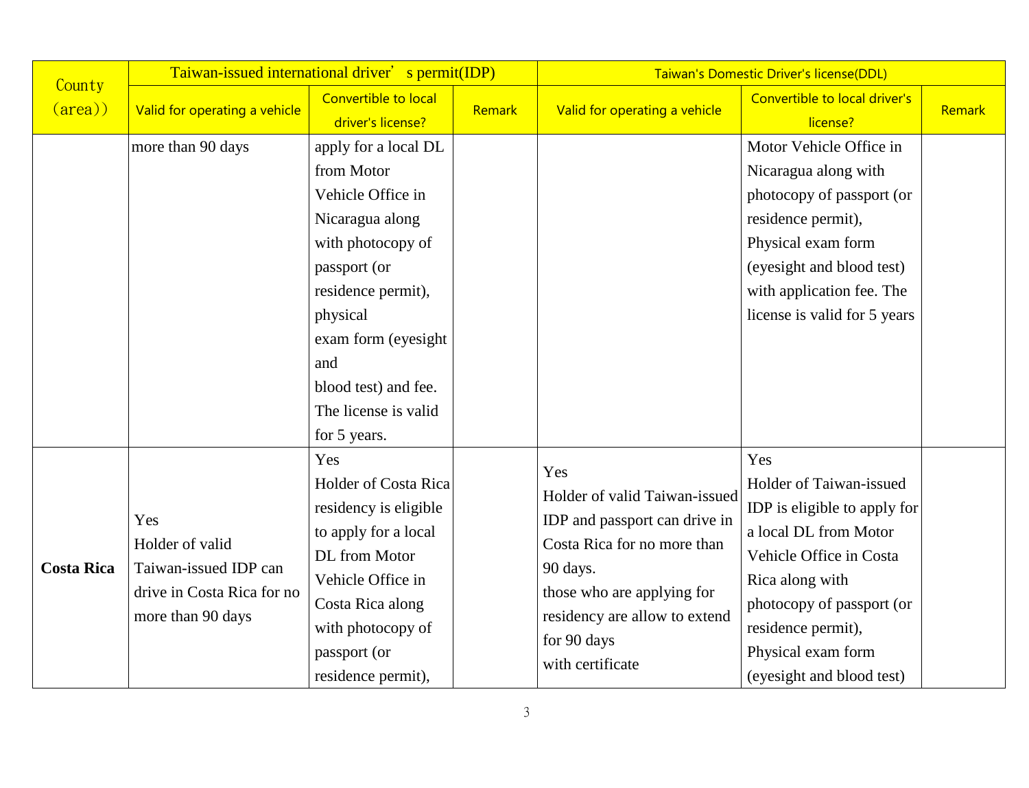| County (area)) | Taiwan-issued international driver' s permit(IDP) | | | Taiwan's Domestic Driver's license(DDL) | | |
|---|---|---|---|---|---|---|
| | Valid for operating a vehicle | Convertible to local driver's license? | Remark | Valid for operating a vehicle | Convertible to local driver's license? | Remark |
| | more than 90 days | apply for a local DL from Motor Vehicle Office in Nicaragua along with photocopy of passport (or residence permit), physical exam form (eyesight and blood test) and fee. The license is valid for 5 years. | | | Motor Vehicle Office in Nicaragua along with photocopy of passport (or residence permit), Physical exam form (eyesight and blood test) with application fee. The license is valid for 5 years | |
| **Costa Rica** | Yes<br>Holder of valid Taiwan-issued IDP can drive in Costa Rica for no more than 90 days | Yes<br>Holder of Costa Rica residency is eligible to apply for a local DL from Motor Vehicle Office in Costa Rica along with photocopy of passport (or residence permit), | | Yes<br>Holder of valid Taiwan-issued IDP and passport can drive in Costa Rica for no more than 90 days.<br>those who are applying for residency are allow to extend for 90 days with certificate | Yes<br>Holder of Taiwan-issued IDP is eligible to apply for a local DL from Motor Vehicle Office in Costa Rica along with photocopy of passport (or residence permit), Physical exam form (eyesight and blood test) | |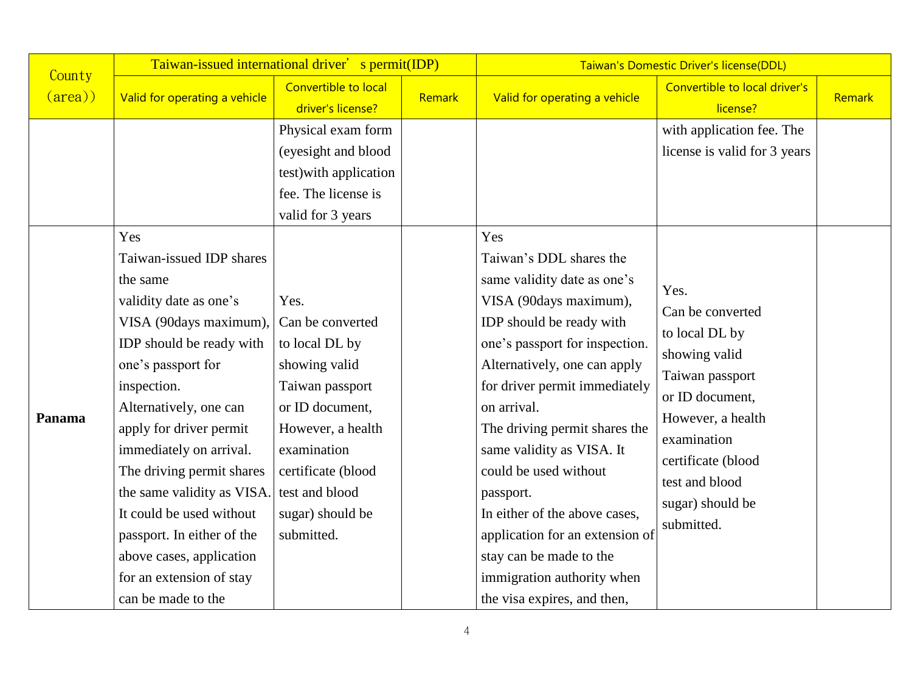| County (area)) | Taiwan-issued international driver's permit(IDP) | | | Taiwan's Domestic Driver's license(DDL) | | |
|---|---|---|---|---|---|---|
| | Valid for operating a vehicle | Convertible to local driver's license? | Remark | Valid for operating a vehicle | Convertible to local driver's license? | Remark |
| | | Physical exam form (eyesight and blood test)with application fee. The license is valid for 3 years | | | with application fee. The license is valid for 3 years | |
| **Panama** | Yes<br>Taiwan-issued IDP shares the same validity date as one's VISA (90days maximum), IDP should be ready with one's passport for inspection.<br>Alternatively, one can apply for driver permit immediately on arrival.<br>The driving permit shares the same validity as VISA. It could be used without passport. In either of the above cases, application for an extension of stay can be made to the | Yes.<br>Can be converted to local DL by showing valid Taiwan passport or ID document, However, a health examination certificate (blood test and blood sugar) should be submitted. | | Yes<br>Taiwan's DDL shares the same validity date as one's VISA (90days maximum), IDP should be ready with one's passport for inspection.<br>Alternatively, one can apply for driver permit immediately on arrival.<br>The driving permit shares the same validity as VISA. It could be used without passport.<br>In either of the above cases, application for an extension of stay can be made to the immigration authority when the visa expires, and then, | Yes.<br>Can be converted to local DL by showing valid Taiwan passport or ID document, However, a health examination certificate (blood test and blood sugar) should be submitted. | |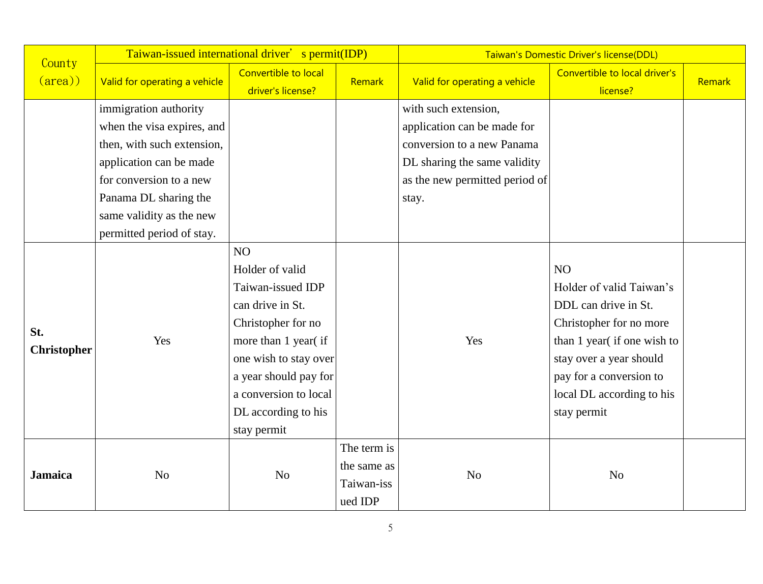| County (area)) | Taiwan-issued international driver' s permit(IDP) | | | Taiwan's Domestic Driver's license(DDL) | | |
|---|---|---|---|---|---|---|
| | Valid for operating a vehicle | Convertible to local driver's license? | Remark | Valid for operating a vehicle | Convertible to local driver's license? | Remark |
| | immigration authority when the visa expires, and then, with such extension, application can be made for conversion to a new Panama DL sharing the same validity as the new permitted period of stay. | | | with such extension, application can be made for conversion to a new Panama DL sharing the same validity as the new permitted period of stay. | | |
| **St. Christopher** | Yes | NO Holder of valid Taiwan-issued IDP can drive in St. Christopher for no more than 1 year( if one wish to stay over a year should pay for a conversion to local DL according to his stay permit | | Yes | NO Holder of valid Taiwan's DDL can drive in St. Christopher for no more than 1 year( if one wish to stay over a year should pay for a conversion to local DL according to his stay permit | |
| **Jamaica** | No | No | The term is the same as Taiwan-issued IDP | No | No | |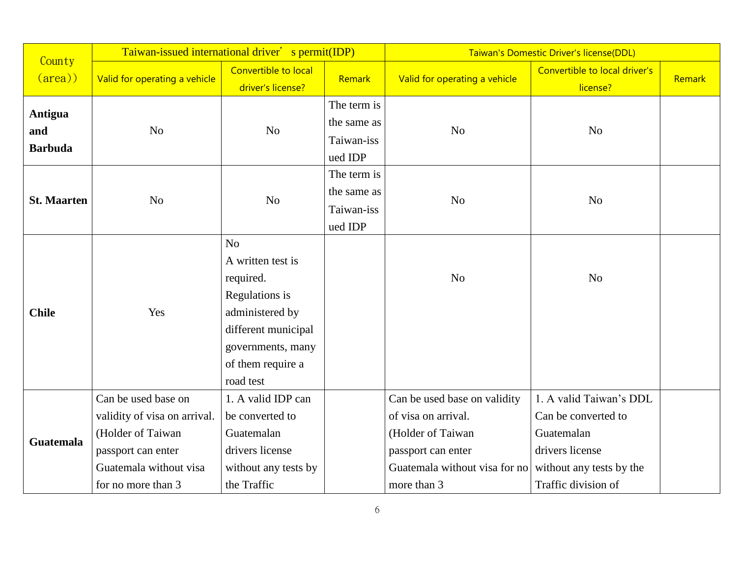| County (area)) | Taiwan-issued international driver's permit(IDP) | | | Taiwan's Domestic Driver's license(DDL) | | |
|---|---|---|---|---|---|---|
| | Valid for operating a vehicle | Convertible to local driver's license? | Remark | Valid for operating a vehicle | Convertible to local driver's license? | Remark |
| **Antigua and Barbuda** | No | No | The term is the same as Taiwan-issued IDP | No | No | |
| **St. Maarten** | No | No | The term is the same as Taiwan-issued IDP | No | No | |
| **Chile** | Yes | No<br>A written test is required. Regulations is administered by different municipal governments, many of them require a road test | | No | No | |
| **Guatemala** | Can be used base on validity of visa on arrival. (Holder of Taiwan passport can enter Guatemala without visa for no more than 3 | 1. A valid IDP can be converted to Guatemalan drivers license without any tests by the Traffic | | Can be used base on validity of visa on arrival. (Holder of Taiwan passport can enter Guatemala without visa for no more than 3 | 1. A valid Taiwan's DDL Can be converted to Guatemalan drivers license without any tests by the Traffic division of | |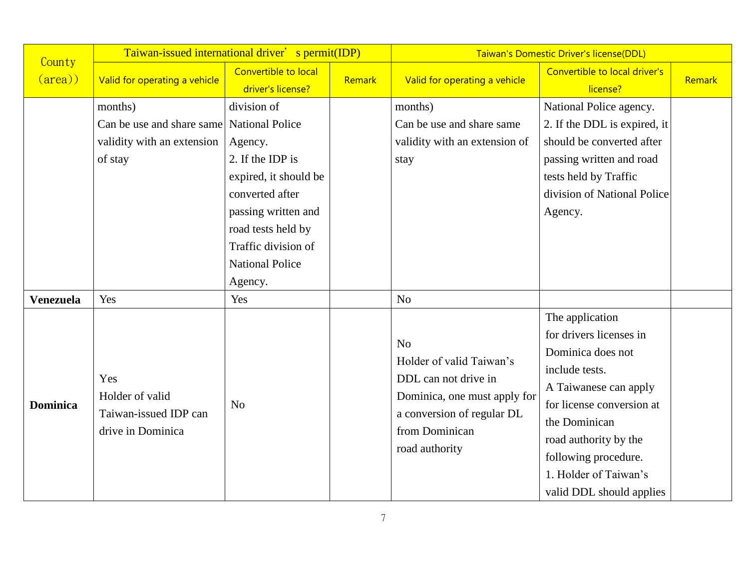| County (area)) | Taiwan-issued international driver's permit(IDP) | | | Taiwan's Domestic Driver's license(DDL) | | |
|---|---|---|---|---|---|---|
| | Valid for operating a vehicle | Convertible to local driver's license? | Remark | Valid for operating a vehicle | Convertible to local driver's license? | Remark |
| | months) Can be use and share same validity with an extension of stay | division of National Police Agency. 2. If the IDP is expired, it should be converted after passing written and road tests held by Traffic division of National Police Agency. | | months) Can be use and share same validity with an extension of stay | National Police agency. 2. If the DDL is expired, it should be converted after passing written and road tests held by Traffic division of National Police Agency. | |
| **Venezuela** | Yes | Yes | | No | | |
| **Dominica** | Yes Holder of valid Taiwan-issued IDP can drive in Dominica | No | | No Holder of valid Taiwan's DDL can not drive in Dominica, one must apply for a conversion of regular DL from Dominican road authority | The application for drivers licenses in Dominica does not include tests. A Taiwanese can apply for license conversion at the Dominican road authority by the following procedure. 1. Holder of Taiwan's valid DDL should applies | |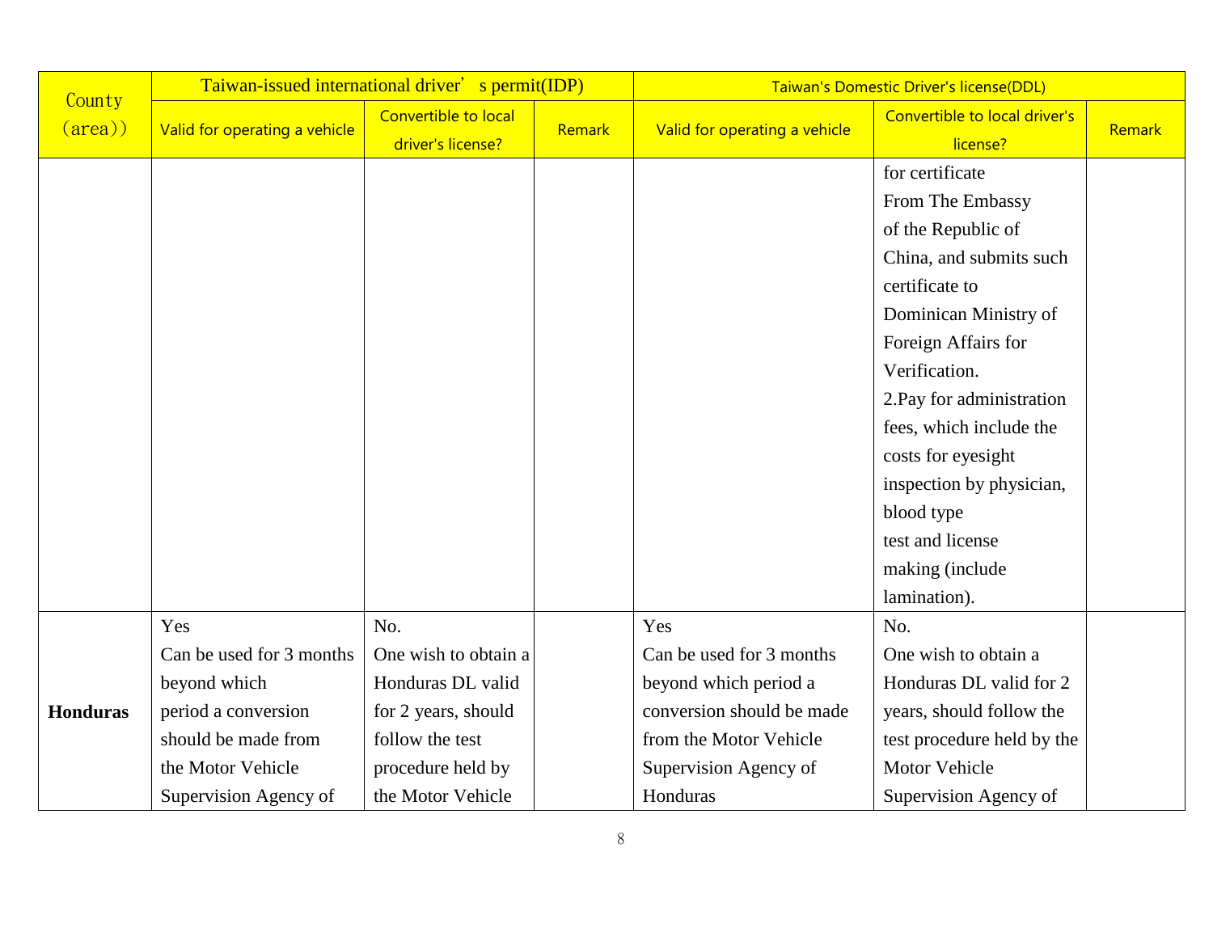| County (area)) | Taiwan-issued international driver's permit(IDP) | | | Taiwan's Domestic Driver's license(DDL) | | |
|---|---|---|---|---|---|---|
| | Valid for operating a vehicle | Convertible to local driver's license? | Remark | Valid for operating a vehicle | Convertible to local driver's license? | Remark |
| | | | | | for certificate From The Embassy of the Republic of China, and submits such certificate to Dominican Ministry of Foreign Affairs for Verification. 2.Pay for administration fees, which include the costs for eyesight inspection by physician, blood type test and license making (include lamination). | |
| **Honduras** | Yes Can be used for 3 months beyond which period a conversion should be made from the Motor Vehicle Supervision Agency of | No. One wish to obtain a Honduras DL valid for 2 years, should follow the test procedure held by the Motor Vehicle | | Yes Can be used for 3 months beyond which period a conversion should be made from the Motor Vehicle Supervision Agency of Honduras | No. One wish to obtain a Honduras DL valid for 2 years, should follow the test procedure held by the Motor Vehicle Supervision Agency of | |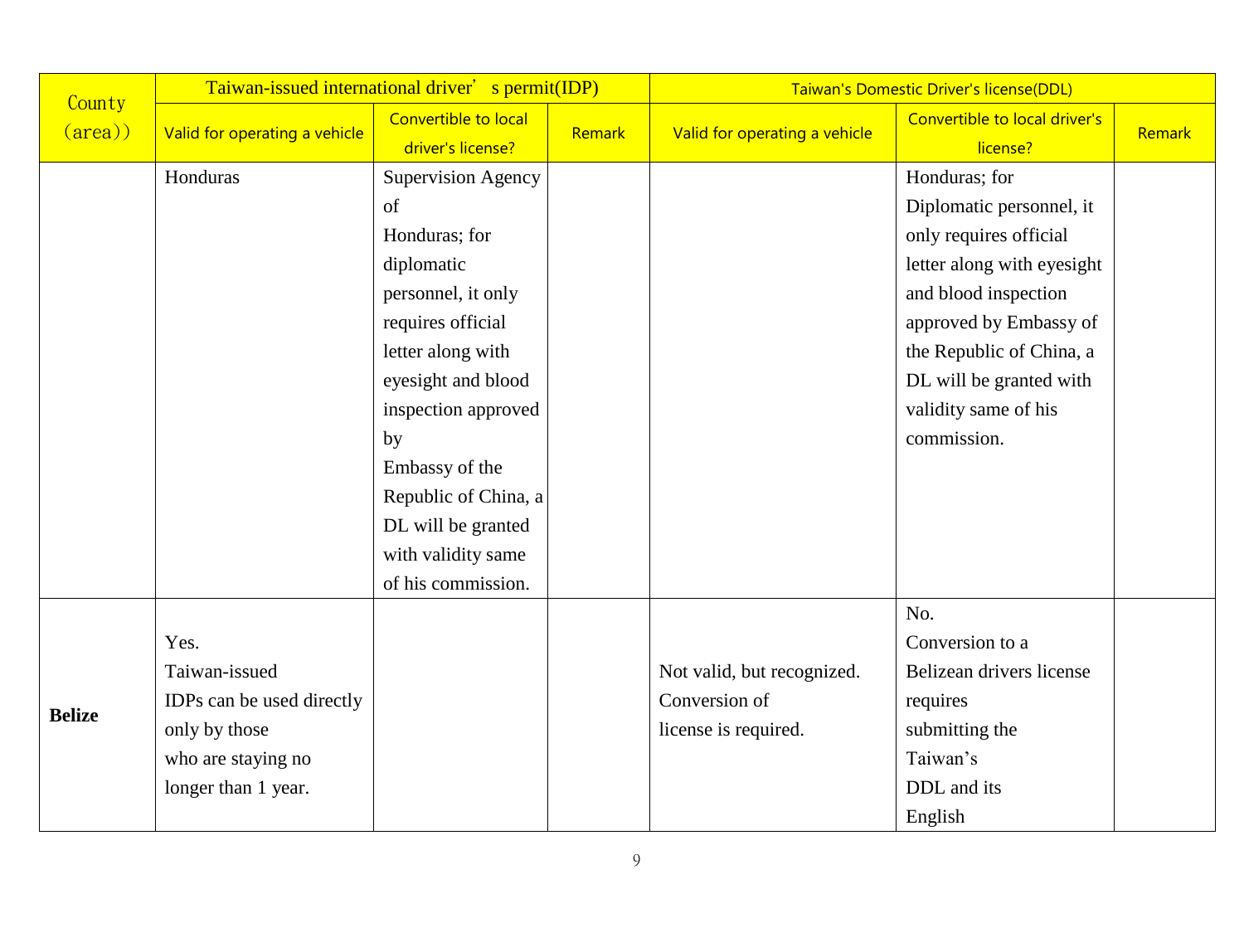| County (area)) | Taiwan-issued international driver's permit(IDP) | | | Taiwan's Domestic Driver's license(DDL) | | |
|---|---|---|---|---|---|---|
| | Valid for operating a vehicle | Convertible to local driver's license? | Remark | Valid for operating a vehicle | Convertible to local driver's license? | Remark |
| | Honduras | Supervision Agency of Honduras; for diplomatic personnel, it only requires official letter along with eyesight and blood inspection approved by Embassy of the Republic of China, a DL will be granted with validity same of his commission. | | | Honduras; for Diplomatic personnel, it only requires official letter along with eyesight and blood inspection approved by Embassy of the Republic of China, a DL will be granted with validity same of his commission. | |
| **Belize** | Yes. Taiwan-issued IDPs can be used directly only by those who are staying no longer than 1 year. | | | Not valid, but recognized. Conversion of license is required. | No. Conversion to a Belizean drivers license requires submitting the Taiwan's DDL and its English | |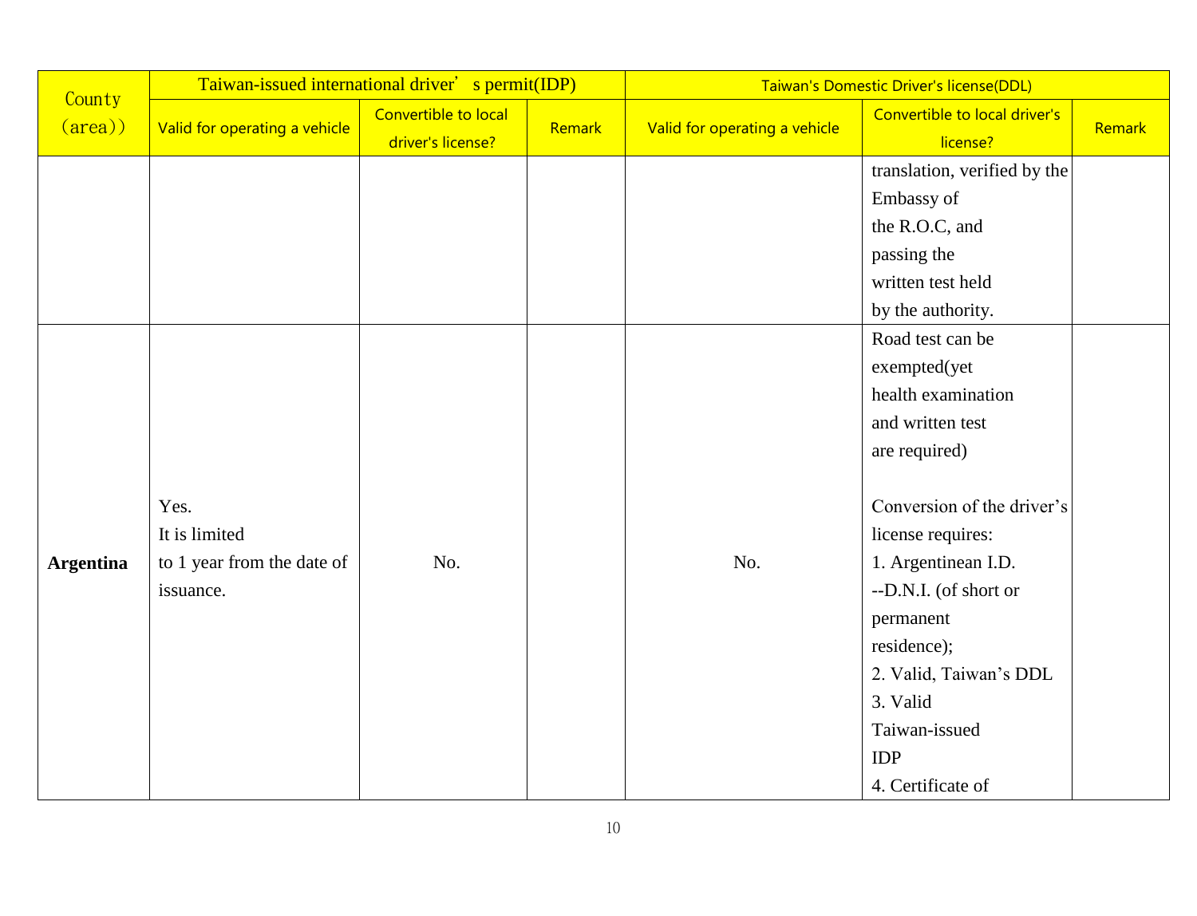| County (area)) | Taiwan-issued international driver's permit(IDP) | | | Taiwan's Domestic Driver's license(DDL) | | |
|---|---|---|---|---|---|---|
| | Valid for operating a vehicle | Convertible to local driver's license? | Remark | Valid for operating a vehicle | Convertible to local driver's license? | Remark |
| | | | | | translation, verified by the Embassy of the R.O.C, and passing the written test held by the authority. | |
| **Argentina** | Yes. It is limited to 1 year from the date of issuance. | No. | | No. | Road test can be exempted(yet health examination and written test are required)<br><br>Conversion of the driver's license requires:<br>1. Argentinean I.D. --D.N.I. (of short or permanent residence);<br>2. Valid, Taiwan's DDL<br>3. Valid Taiwan-issued IDP<br>4. Certificate of | |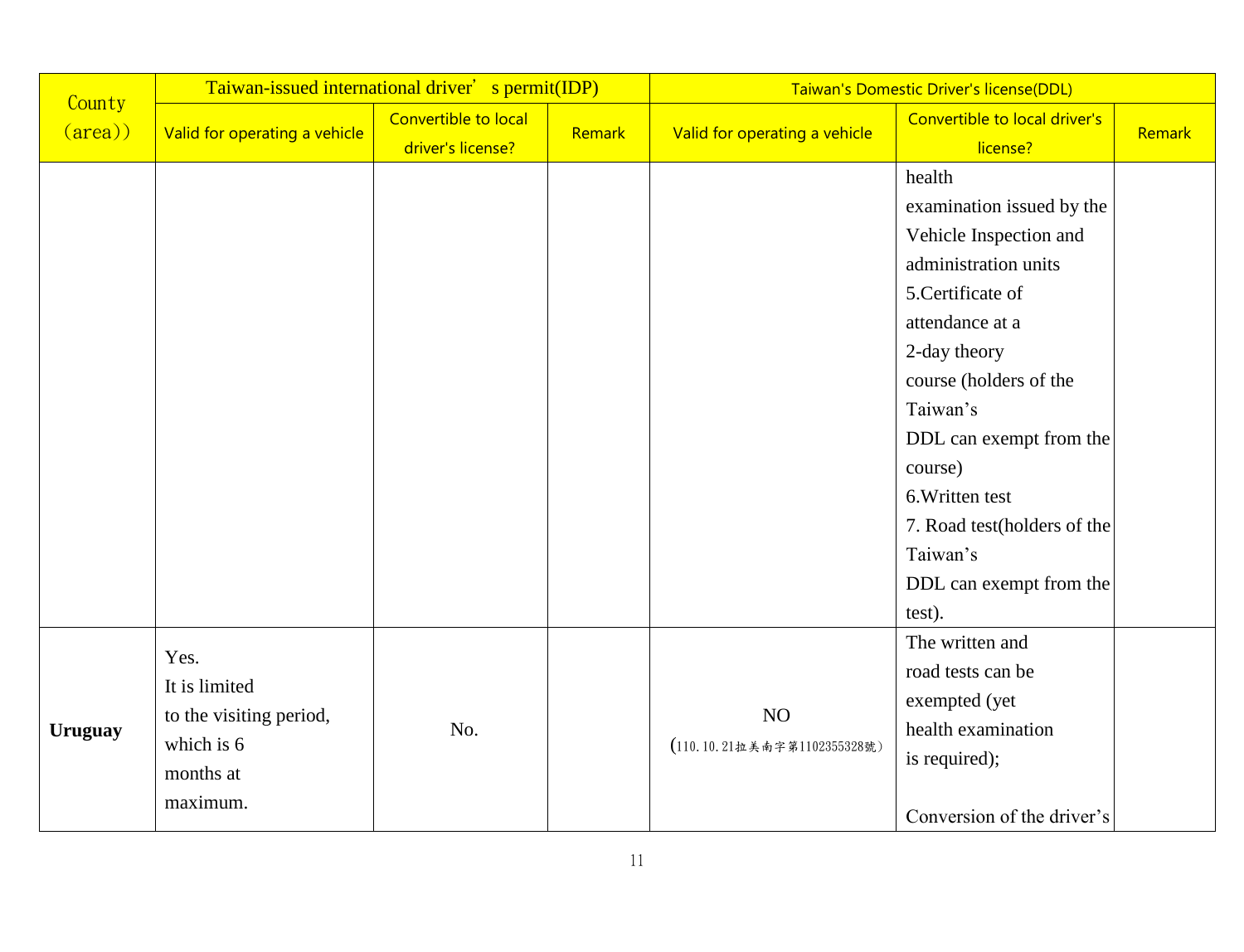| County (area)) | Taiwan-issued international driver's permit(IDP) | | | Taiwan's Domestic Driver's license(DDL) | | |
|---|---|---|---|---|---|---|
| | Valid for operating a vehicle | Convertible to local driver's license? | Remark | Valid for operating a vehicle | Convertible to local driver's license? | Remark |
| | | | | | health examination issued by the Vehicle Inspection and administration units<br>5.Certificate of attendance at a 2-day theory course (holders of the Taiwan's DDL can exempt from the course)<br>6.Written test<br>7. Road test(holders of the Taiwan's DDL can exempt from the test). | |
| **Uruguay** | Yes.<br>It is limited to the visiting period, which is 6 months at maximum. | No. | | NO<br>(110.10.21拉美南字第1102355328號) | The written and road tests can be exempted (yet health examination is required);<br><br>Conversion of the driver's | |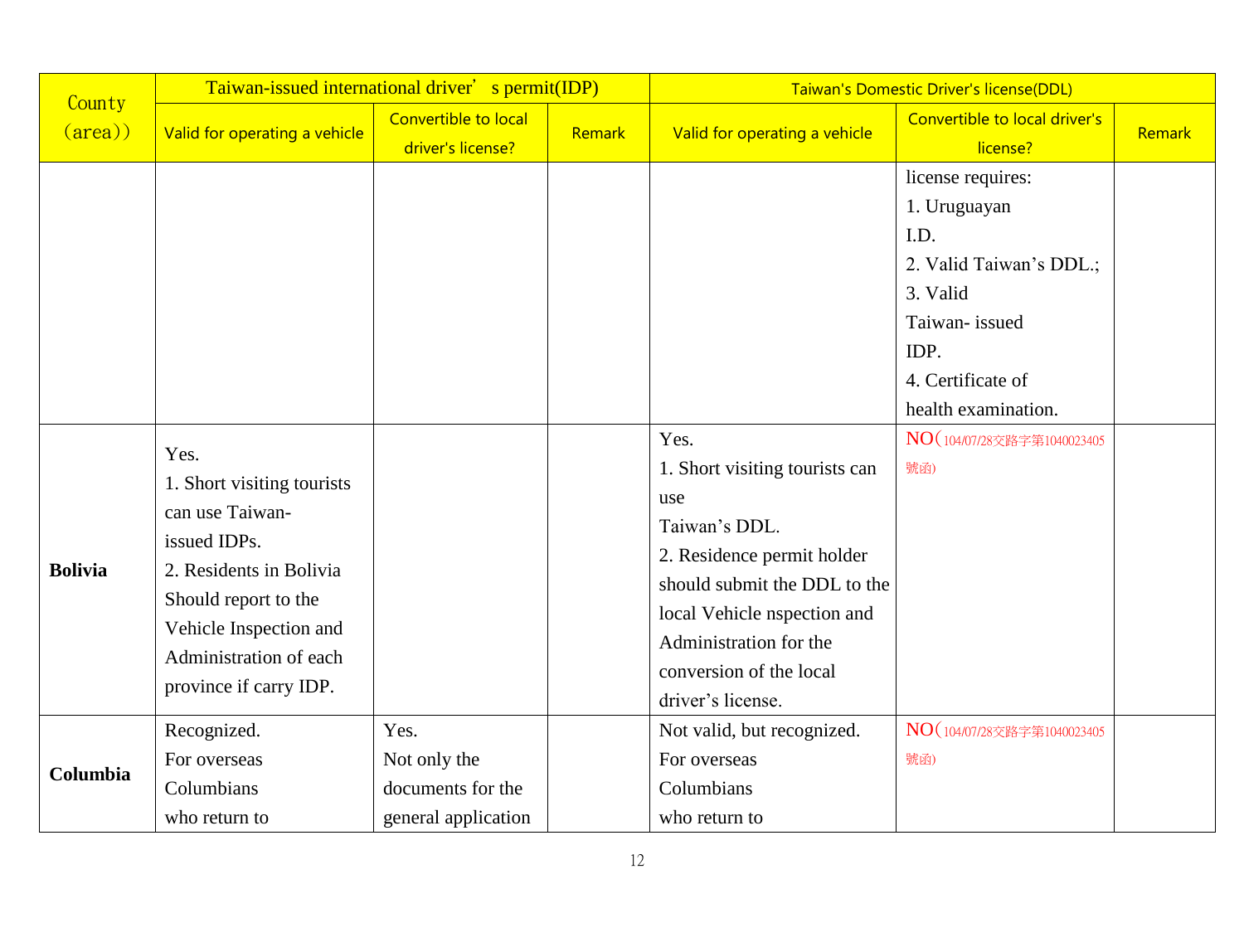| County (area)) | Taiwan-issued international driver' s permit(IDP) | | | Taiwan's Domestic Driver's license(DDL) | | |
|---|---|---|---|---|---|---|
| | Valid for operating a vehicle | Convertible to local driver's license? | Remark | Valid for operating a vehicle | Convertible to local driver's license? | Remark |
| | | | | | license requires: 1. Uruguayan I.D. 2. Valid Taiwan's DDL.; 3. Valid Taiwan- issued IDP. 4. Certificate of health examination. | |
| **Bolivia** | Yes. 1. Short visiting tourists can use Taiwan- issued IDPs. 2. Residents in Bolivia Should report to the Vehicle Inspection and Administration of each province if carry IDP. | | | Yes. 1. Short visiting tourists can use Taiwan's DDL. 2. Residence permit holder should submit the DDL to the local Vehicle nspection and Administration for the conversion of the local driver's license. | NO(104/07/28交路字第1040023405號函) | |
| **Columbia** | Recognized. For overseas Columbians who return to | Yes. Not only the documents for the general application | | Not valid, but recognized. For overseas Columbians who return to | NO(104/07/28交路字第1040023405號函) | |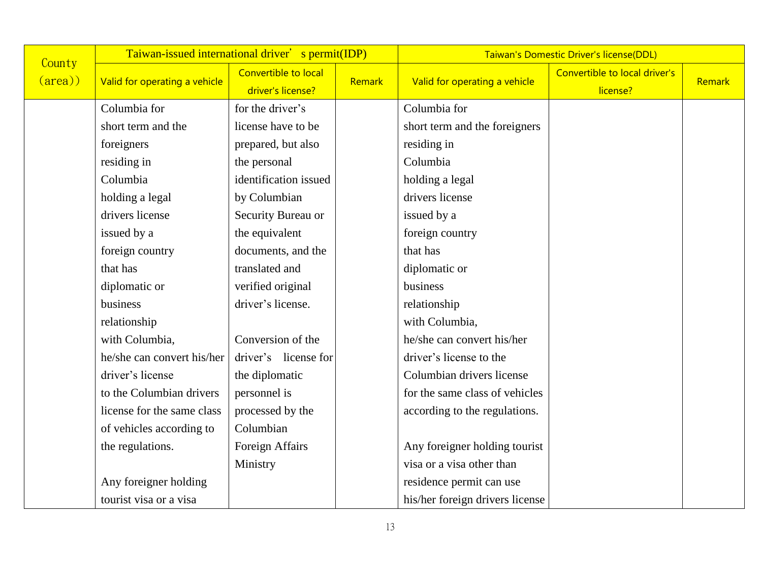| County (area)) | Taiwan-issued international driver's permit(IDP) | | | Taiwan's Domestic Driver's license(DDL) | | |
|---|---|---|---|---|---|---|
| | Valid for operating a vehicle | Convertible to local driver's license? | Remark | Valid for operating a vehicle | Convertible to local driver's license? | Remark |
| | Columbia for short term and the foreigners residing in Columbia holding a legal drivers license issued by a foreign country that has diplomatic or business relationship with Columbia, he/she can convert his/her driver's license to the Columbian drivers license for the same class of vehicles according to the regulations.<br><br>Any foreigner holding tourist visa or a visa | for the driver's license have to be prepared, but also the personal identification issued by Columbian Security Bureau or the equivalent documents, and the translated and verified original driver's license.<br><br>Conversion of the driver's license for the diplomatic personnel is processed by the Columbian Foreign Affairs Ministry | | Columbia for short term and the foreigners residing in Columbia holding a legal drivers license issued by a foreign country that has diplomatic or business relationship with Columbia, he/she can convert his/her driver's license to the Columbian drivers license for the same class of vehicles according to the regulations.<br><br>Any foreigner holding tourist visa or a visa other than residence permit can use his/her foreign drivers license | | |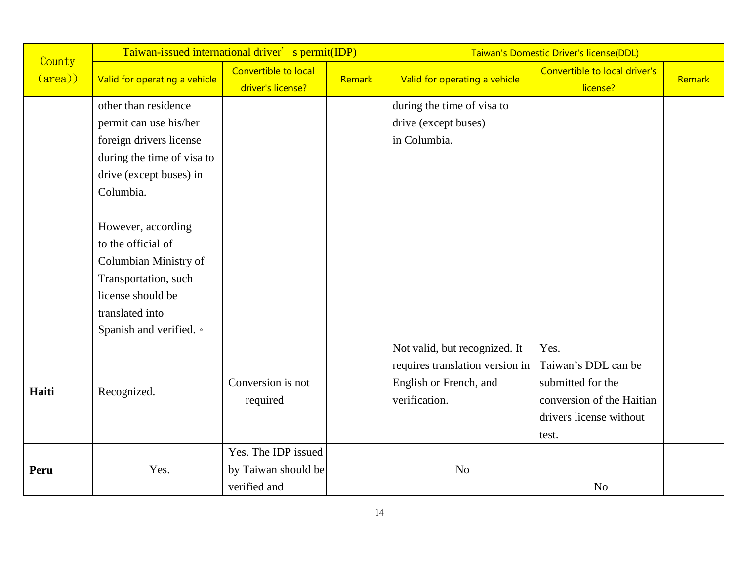| County (area)) | Taiwan-issued international driver's permit(IDP) | | | Taiwan's Domestic Driver's license(DDL) | | |
|---|---|---|---|---|---|---|
| | Valid for operating a vehicle | Convertible to local driver's license? | Remark | Valid for operating a vehicle | Convertible to local driver's license? | Remark |
| | other than residence permit can use his/her foreign drivers license during the time of visa to drive (except buses) in Columbia.<br><br>However, according to the official of Columbian Ministry of Transportation, such license should be translated into Spanish and verified.。 | | | during the time of visa to drive (except buses) in Columbia. | | |
| **Haiti** | Recognized. | Conversion is not required | | Not valid, but recognized. It requires translation version in English or French, and verification. | Yes.<br>Taiwan's DDL can be submitted for the conversion of the Haitian drivers license without test. | |
| **Peru** | Yes. | Yes. The IDP issued by Taiwan should be verified and | | No | No | |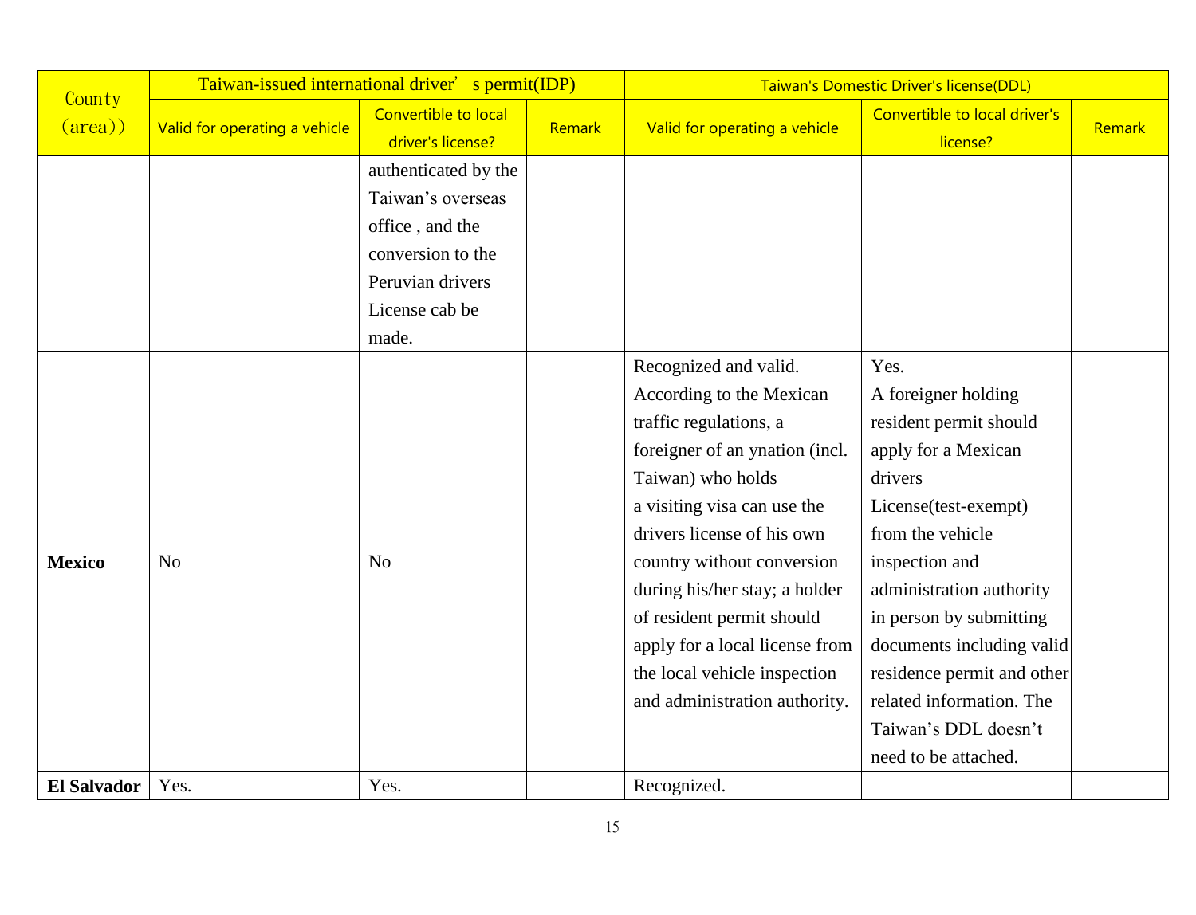| County (area)) | Taiwan-issued international driver's permit(IDP) | | | Taiwan's Domestic Driver's license(DDL) | | |
|---|---|---|---|---|---|---|
| | Valid for operating a vehicle | Convertible to local driver's license? | Remark | Valid for operating a vehicle | Convertible to local driver's license? | Remark |
| | | authenticated by the Taiwan's overseas office , and the conversion to the Peruvian drivers License cab be made. | | | | |
| **Mexico** | No | No | | Recognized and valid. According to the Mexican traffic regulations, a foreigner of an ynation (incl. Taiwan) who holds a visiting visa can use the drivers license of his own country without conversion during his/her stay; a holder of resident permit should apply for a local license from the local vehicle inspection and administration authority. | Yes. A foreigner holding resident permit should apply for a Mexican drivers License(test-exempt) from the vehicle inspection and administration authority in person by submitting documents including valid residence permit and other related information. The Taiwan's DDL doesn't need to be attached. | |
| **El Salvador** | Yes. | Yes. | | Recognized. | | |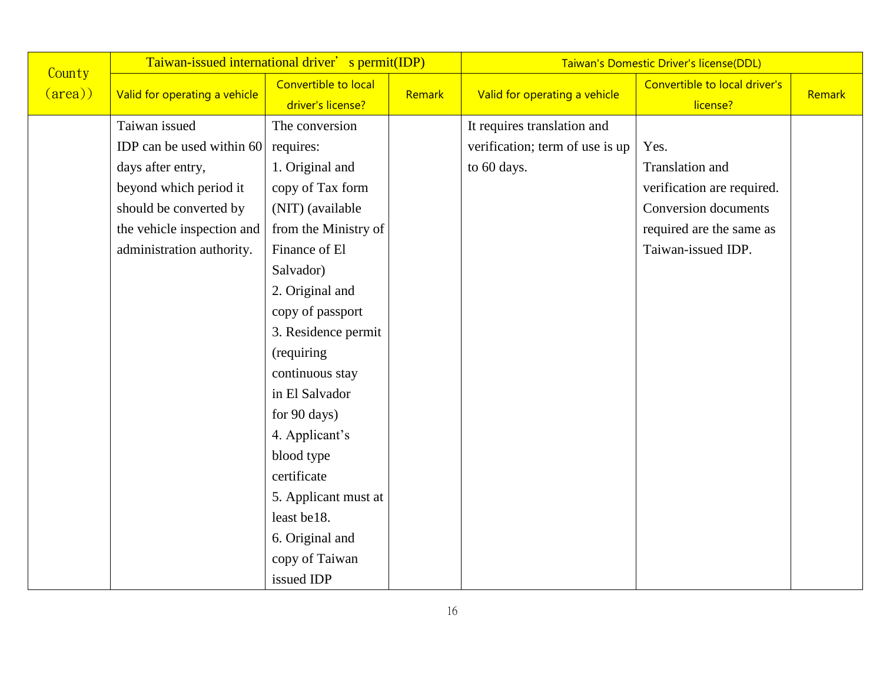| County (area)) | Taiwan-issued international driver's permit(IDP) | | | Taiwan's Domestic Driver's license(DDL) | | |
|---|---|---|---|---|---|---|
| | Valid for operating a vehicle | Convertible to local driver's license? | Remark | Valid for operating a vehicle | Convertible to local driver's license? | Remark |
| | Taiwan issued IDP can be used within 60 days after entry, beyond which period it should be converted by the vehicle inspection and administration authority. | The conversion requires: 1. Original and copy of Tax form (NIT) (available from the Ministry of Finance of El Salvador) 2. Original and copy of passport 3. Residence permit (requiring continuous stay in El Salvador for 90 days) 4. Applicant's blood type certificate 5. Applicant must at least be18. 6. Original and copy of Taiwan issued IDP | | It requires translation and verification; term of use is up to 60 days. | Yes. Translation and verification are required. Conversion documents required are the same as Taiwan-issued IDP. | |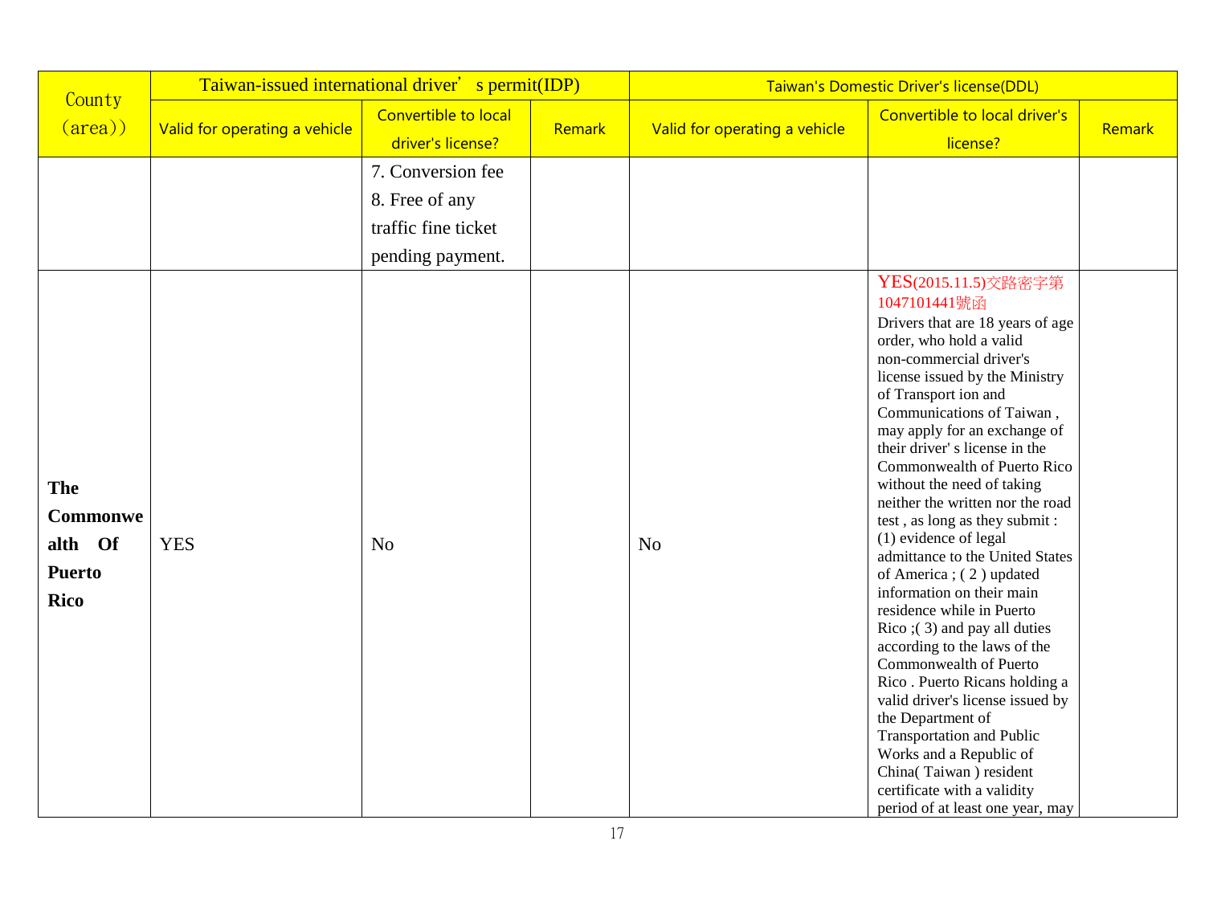| County (area)) | Taiwan-issued international driver' s permit(IDP) | | | Taiwan's Domestic Driver's license(DDL) | | |
|---|---|---|---|---|---|---|
| | Valid for operating a vehicle | Convertible to local driver's license? | Remark | Valid for operating a vehicle | Convertible to local driver's license? | Remark |
| | | 7. Conversion fee 8. Free of any traffic fine ticket pending payment. | | | | |
| **The Commonwealth Of Puerto Rico** | YES | No | | No | YES(2015.11.5)交路密字第1047101441號函 Drivers that are 18 years of age order, who hold a valid non-commercial driver's license issued by the Ministry of Transport ion and Communications of Taiwan , may apply for an exchange of their driver' s license in the Commonwealth of Puerto Rico without the need of taking neither the written nor the road test , as long as they submit : (1) evidence of legal admittance to the United States of America ; ( 2 ) updated information on their main residence while in Puerto Rico ;( 3) and pay all duties according to the laws of the Commonwealth of Puerto Rico . Puerto Ricans holding a valid driver's license issued by the Department of Transportation and Public Works and a Republic of China( Taiwan ) resident certificate with a validity period of at least one year, may | |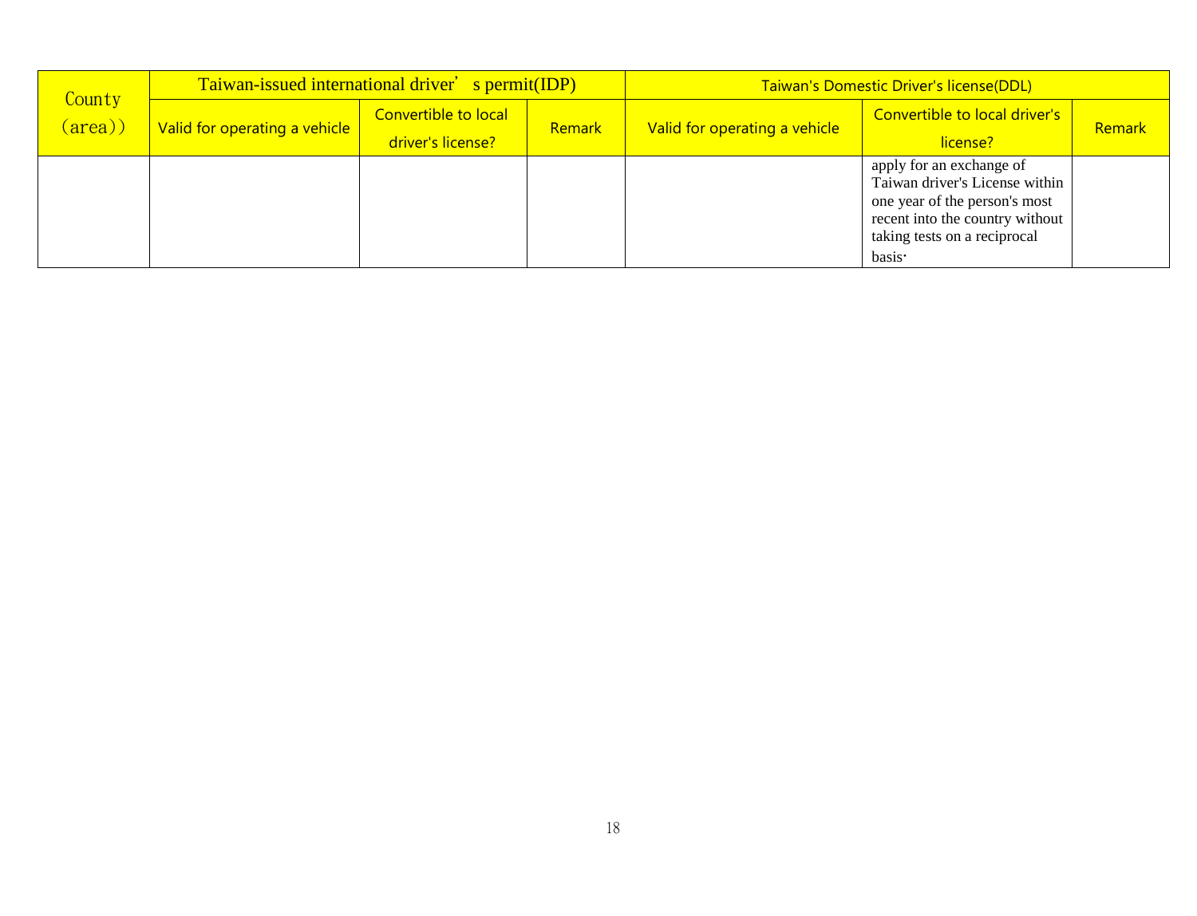| County (area)) | Taiwan-issued international driver's permit(IDP) | | | Taiwan's Domestic Driver's license(DDL) | | |
|---|---|---|---|---|---|---|
| | Valid for operating a vehicle | Convertible to local driver's license? | Remark | Valid for operating a vehicle | Convertible to local driver's license? | Remark |
| | | | | | apply for an exchange of Taiwan driver's License within one year of the person's most recent into the country without taking tests on a reciprocal basis. | |